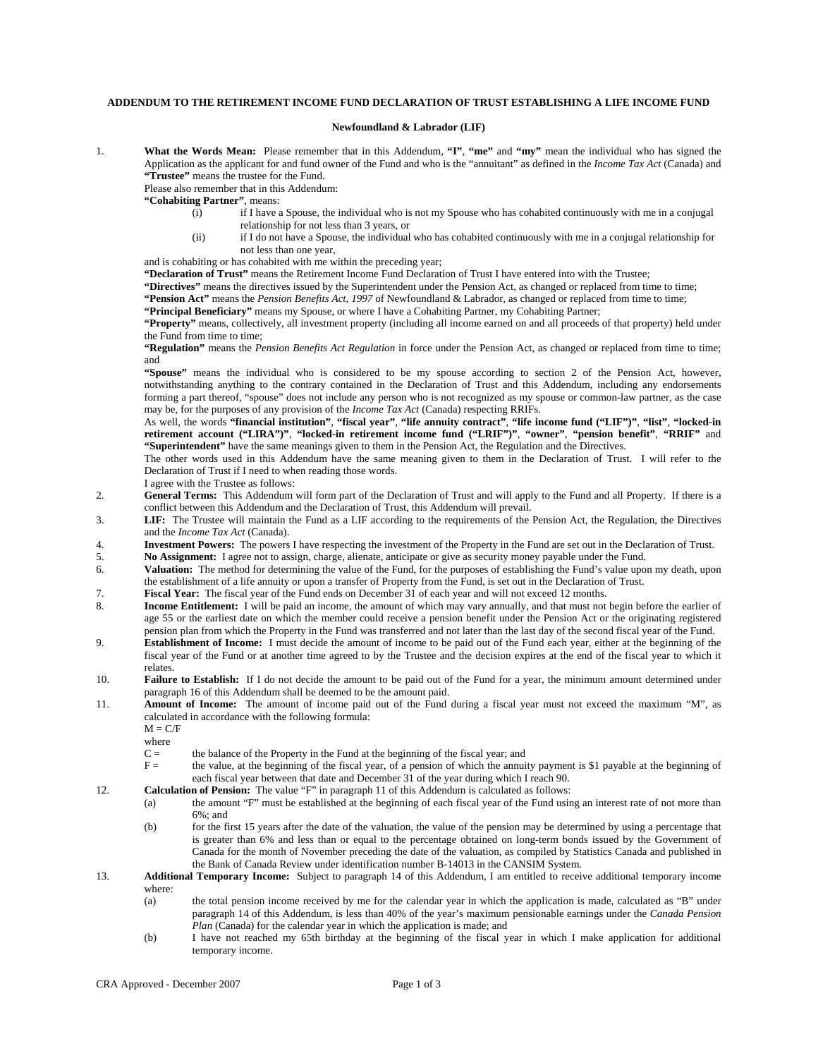# ADDENDUM TO THE RETIREMENT INCOME FUND DECLARATION OF TRUST ESTABLISHING A LIFE INCOME FUND

## Newfoundland & Labrador (LIF)

1. **What the Words Mean:** Please remember that in this Addendum, **"I"**, **"me"** and **"my"** mean the individual who has signed the Application as the applicant for and fund owner of the Fund and who is the "annuitant" as defined in the *Income Tax Act* (Canada) and **"Trustee"** means the trustee for the Fund.

   Please also remember that in this Addendum:

   **"Cohabiting Partner"**, means:

   (i) if I have a Spouse, the individual who is not my Spouse who has cohabited continuously with me in a conjugal relationship for not less than 3 years, or

   (ii) if I do not have a Spouse, the individual who has cohabited continuously with me in a conjugal relationship for not less than one year,

   and is cohabiting or has cohabited with me within the preceding year;

   **"Declaration of Trust"** means the Retirement Income Fund Declaration of Trust I have entered into with the Trustee;

   **"Directives"** means the directives issued by the Superintendent under the Pension Act, as changed or replaced from time to time;

   **"Pension Act"** means the *Pension Benefits Act, 1997* of Newfoundland & Labrador, as changed or replaced from time to time;

   **"Principal Beneficiary"** means my Spouse, or where I have a Cohabiting Partner, my Cohabiting Partner;

   **"Property"** means, collectively, all investment property (including all income earned on and all proceeds of that property) held under the Fund from time to time;

   **"Regulation"** means the *Pension Benefits Act Regulation* in force under the Pension Act, as changed or replaced from time to time; and

   **"Spouse"** means the individual who is considered to be my spouse according to section 2 of the Pension Act, however, notwithstanding anything to the contrary contained in the Declaration of Trust and this Addendum, including any endorsements forming a part thereof, "spouse" does not include any person who is not recognized as my spouse or common-law partner, as the case may be, for the purposes of any provision of the *Income Tax Act* (Canada) respecting RRIFs.

   As well, the words **"financial institution"**, **"fiscal year"**, **"life annuity contract"**, **"life income fund ("LIF")"**, **"list"**, **"locked-in retirement account ("LIRA")"**, **"locked-in retirement income fund ("LRIF")"**, **"owner"**, **"pension benefit"**, **"RRIF"** and **"Superintendent"** have the same meanings given to them in the Pension Act, the Regulation and the Directives.

   The other words used in this Addendum have the same meaning given to them in the Declaration of Trust. I will refer to the Declaration of Trust if I need to when reading those words.

   I agree with the Trustee as follows:

2. **General Terms:** This Addendum will form part of the Declaration of Trust and will apply to the Fund and all Property. If there is a conflict between this Addendum and the Declaration of Trust, this Addendum will prevail.

3. **LIF:** The Trustee will maintain the Fund as a LIF according to the requirements of the Pension Act, the Regulation, the Directives and the *Income Tax Act* (Canada).

4. **Investment Powers:** The powers I have respecting the investment of the Property in the Fund are set out in the Declaration of Trust.

5. **No Assignment:** I agree not to assign, charge, alienate, anticipate or give as security money payable under the Fund.

6. **Valuation:** The method for determining the value of the Fund, for the purposes of establishing the Fund's value upon my death, upon the establishment of a life annuity or upon a transfer of Property from the Fund, is set out in the Declaration of Trust.

7. **Fiscal Year:** The fiscal year of the Fund ends on December 31 of each year and will not exceed 12 months.

8. **Income Entitlement:** I will be paid an income, the amount of which may vary annually, and that must not begin before the earlier of age 55 or the earliest date on which the member could receive a pension benefit under the Pension Act or the originating registered pension plan from which the Property in the Fund was transferred and not later than the last day of the second fiscal year of the Fund.

9. **Establishment of Income:** I must decide the amount of income to be paid out of the Fund each year, either at the beginning of the fiscal year of the Fund or at another time agreed to by the Trustee and the decision expires at the end of the fiscal year to which it relates.

10. **Failure to Establish:** If I do not decide the amount to be paid out of the Fund for a year, the minimum amount determined under paragraph 16 of this Addendum shall be deemed to be the amount paid.

11. **Amount of Income:** The amount of income paid out of the Fund during a fiscal year must not exceed the maximum "M", as calculated in accordance with the following formula:

    $M = C/F$

    where

    C = the balance of the Property in the Fund at the beginning of the fiscal year; and

    F = the value, at the beginning of the fiscal year, of a pension of which the annuity payment is $1 payable at the beginning of each fiscal year between that date and December 31 of the year during which I reach 90.

12. **Calculation of Pension:** The value "F" in paragraph 11 of this Addendum is calculated as follows:

    (a) the amount "F" must be established at the beginning of each fiscal year of the Fund using an interest rate of not more than 6%; and

    (b) for the first 15 years after the date of the valuation, the value of the pension may be determined by using a percentage that is greater than 6% and less than or equal to the percentage obtained on long-term bonds issued by the Government of Canada for the month of November preceding the date of the valuation, as compiled by Statistics Canada and published in the Bank of Canada Review under identification number B-14013 in the CANSIM System.

13. **Additional Temporary Income:** Subject to paragraph 14 of this Addendum, I am entitled to receive additional temporary income where:

    (a) the total pension income received by me for the calendar year in which the application is made, calculated as "B" under paragraph 14 of this Addendum, is less than 40% of the year's maximum pensionable earnings under the *Canada Pension Plan* (Canada) for the calendar year in which the application is made; and

    (b) I have not reached my 65th birthday at the beginning of the fiscal year in which I make application for additional temporary income.

CRA Approved - December 2007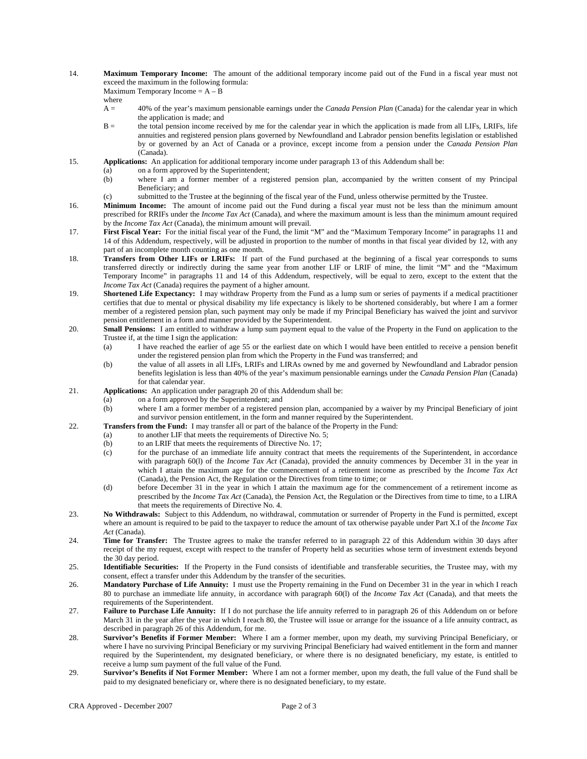14. **Maximum Temporary Income:** The amount of the additional temporary income paid out of the Fund in a fiscal year must not exceed the maximum in the following formula:

    Maximum Temporary Income = A – B

    where

    A = 40% of the year's maximum pensionable earnings under the *Canada Pension Plan* (Canada) for the calendar year in which the application is made; and

    B = the total pension income received by me for the calendar year in which the application is made from all LIFs, LRIFs, life annuities and registered pension plans governed by Newfoundland and Labrador pension benefits legislation or established by or governed by an Act of Canada or a province, except income from a pension under the *Canada Pension Plan* (Canada).

15. **Applications:** An application for additional temporary income under paragraph 13 of this Addendum shall be:
    (a) on a form approved by the Superintendent;
    (b) where I am a former member of a registered pension plan, accompanied by the written consent of my Principal Beneficiary; and
    (c) submitted to the Trustee at the beginning of the fiscal year of the Fund, unless otherwise permitted by the Trustee.

16. **Minimum Income:** The amount of income paid out the Fund during a fiscal year must not be less than the minimum amount prescribed for RRIFs under the *Income Tax Act* (Canada), and where the maximum amount is less than the minimum amount required by the *Income Tax Act* (Canada), the minimum amount will prevail.

17. **First Fiscal Year:** For the initial fiscal year of the Fund, the limit "M" and the "Maximum Temporary Income" in paragraphs 11 and 14 of this Addendum, respectively, will be adjusted in proportion to the number of months in that fiscal year divided by 12, with any part of an incomplete month counting as one month.

18. **Transfers from Other LIFs or LRIFs:** If part of the Fund purchased at the beginning of a fiscal year corresponds to sums transferred directly or indirectly during the same year from another LIF or LRIF of mine, the limit "M" and the "Maximum Temporary Income" in paragraphs 11 and 14 of this Addendum, respectively, will be equal to zero, except to the extent that the *Income Tax Act* (Canada) requires the payment of a higher amount.

19. **Shortened Life Expectancy:** I may withdraw Property from the Fund as a lump sum or series of payments if a medical practitioner certifies that due to mental or physical disability my life expectancy is likely to be shortened considerably, but where I am a former member of a registered pension plan, such payment may only be made if my Principal Beneficiary has waived the joint and survivor pension entitlement in a form and manner provided by the Superintendent.

20. **Small Pensions:** I am entitled to withdraw a lump sum payment equal to the value of the Property in the Fund on application to the Trustee if, at the time I sign the application:
    (a) I have reached the earlier of age 55 or the earliest date on which I would have been entitled to receive a pension benefit under the registered pension plan from which the Property in the Fund was transferred; and
    (b) the value of all assets in all LIFs, LRIFs and LIRAs owned by me and governed by Newfoundland and Labrador pension benefits legislation is less than 40% of the year's maximum pensionable earnings under the *Canada Pension Plan* (Canada) for that calendar year.

21. **Applications:** An application under paragraph 20 of this Addendum shall be:
    (a) on a form approved by the Superintendent; and
    (b) where I am a former member of a registered pension plan, accompanied by a waiver by my Principal Beneficiary of joint and survivor pension entitlement, in the form and manner required by the Superintendent.

22. **Transfers from the Fund:** I may transfer all or part of the balance of the Property in the Fund:
    (a) to another LIF that meets the requirements of Directive No. 5;
    (b) to an LRIF that meets the requirements of Directive No. 17;
    (c) for the purchase of an immediate life annuity contract that meets the requirements of the Superintendent, in accordance with paragraph 60(l) of the *Income Tax Act* (Canada), provided the annuity commences by December 31 in the year in which I attain the maximum age for the commencement of a retirement income as prescribed by the *Income Tax Act* (Canada), the Pension Act, the Regulation or the Directives from time to time; or
    (d) before December 31 in the year in which I attain the maximum age for the commencement of a retirement income as prescribed by the *Income Tax Act* (Canada), the Pension Act, the Regulation or the Directives from time to time, to a LIRA that meets the requirements of Directive No. 4.

23. **No Withdrawals:** Subject to this Addendum, no withdrawal, commutation or surrender of Property in the Fund is permitted, except where an amount is required to be paid to the taxpayer to reduce the amount of tax otherwise payable under Part X.I of the *Income Tax Act* (Canada).

24. **Time for Transfer:** The Trustee agrees to make the transfer referred to in paragraph 22 of this Addendum within 30 days after receipt of the my request, except with respect to the transfer of Property held as securities whose term of investment extends beyond the 30 day period.

25. **Identifiable Securities:** If the Property in the Fund consists of identifiable and transferable securities, the Trustee may, with my consent, effect a transfer under this Addendum by the transfer of the securities.

26. **Mandatory Purchase of Life Annuity:** I must use the Property remaining in the Fund on December 31 in the year in which I reach 80 to purchase an immediate life annuity, in accordance with paragraph 60(l) of the *Income Tax Act* (Canada), and that meets the requirements of the Superintendent.

27. **Failure to Purchase Life Annuity:** If I do not purchase the life annuity referred to in paragraph 26 of this Addendum on or before March 31 in the year after the year in which I reach 80, the Trustee will issue or arrange for the issuance of a life annuity contract, as described in paragraph 26 of this Addendum, for me.

28. **Survivor's Benefits if Former Member:** Where I am a former member, upon my death, my surviving Principal Beneficiary, or where I have no surviving Principal Beneficiary or my surviving Principal Beneficiary had waived entitlement in the form and manner required by the Superintendent, my designated beneficiary, or where there is no designated beneficiary, my estate, is entitled to receive a lump sum payment of the full value of the Fund.

29. **Survivor's Benefits if Not Former Member:** Where I am not a former member, upon my death, the full value of the Fund shall be paid to my designated beneficiary or, where there is no designated beneficiary, to my estate.

CRA Approved - December 2007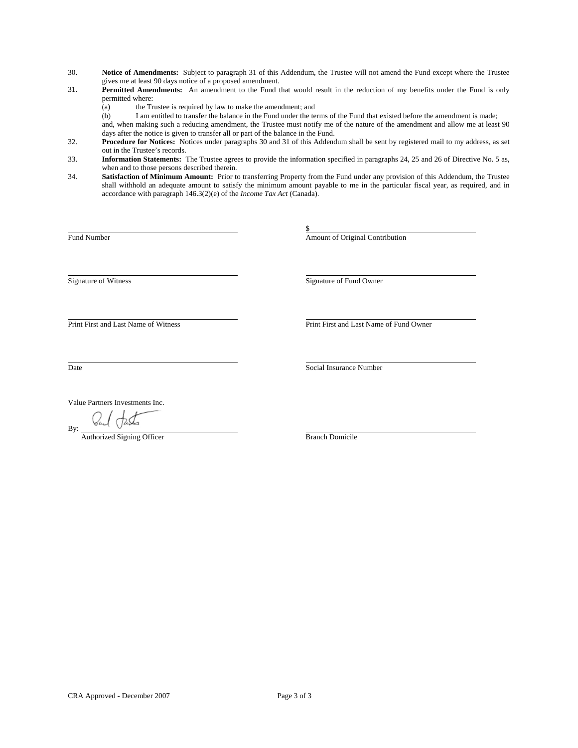30. **Notice of Amendments:** Subject to paragraph 31 of this Addendum, the Trustee will not amend the Fund except where the Trustee gives me at least 90 days notice of a proposed amendment.

31. **Permitted Amendments:** An amendment to the Fund that would result in the reduction of my benefits under the Fund is only permitted where:

    (a) the Trustee is required by law to make the amendment; and

    (b) I am entitled to transfer the balance in the Fund under the terms of the Fund that existed before the amendment is made;

    and, when making such a reducing amendment, the Trustee must notify me of the nature of the amendment and allow me at least 90 days after the notice is given to transfer all or part of the balance in the Fund.

32. **Procedure for Notices:** Notices under paragraphs 30 and 31 of this Addendum shall be sent by registered mail to my address, as set out in the Trustee's records.

33. **Information Statements:** The Trustee agrees to provide the information specified in paragraphs 24, 25 and 26 of Directive No. 5 as, when and to those persons described therein.

34. **Satisfaction of Minimum Amount:** Prior to transferring Property from the Fund under any provision of this Addendum, the Trustee shall withhold an adequate amount to satisfy the minimum amount payable to me in the particular fiscal year, as required, and in accordance with paragraph 146.3(2)(e) of the *Income Tax Act* (Canada).

| | |
|---|---|
| ______________________________ | $_____________________________ |
| Fund Number | Amount of Original Contribution |
| ______________________________ | ______________________________ |
| Signature of Witness | Signature of Fund Owner |
| ______________________________ | ______________________________ |
| Print First and Last Name of Witness | Print First and Last Name of Fund Owner |
| ______________________________ | ______________________________ |
| Date | Social Insurance Number |

Value Partners Investments Inc.

| | |
|---|---|
| By: ______________________________ | ______________________________ |
| Authorized Signing Officer | Branch Domicile |

CRA Approved - December 2007